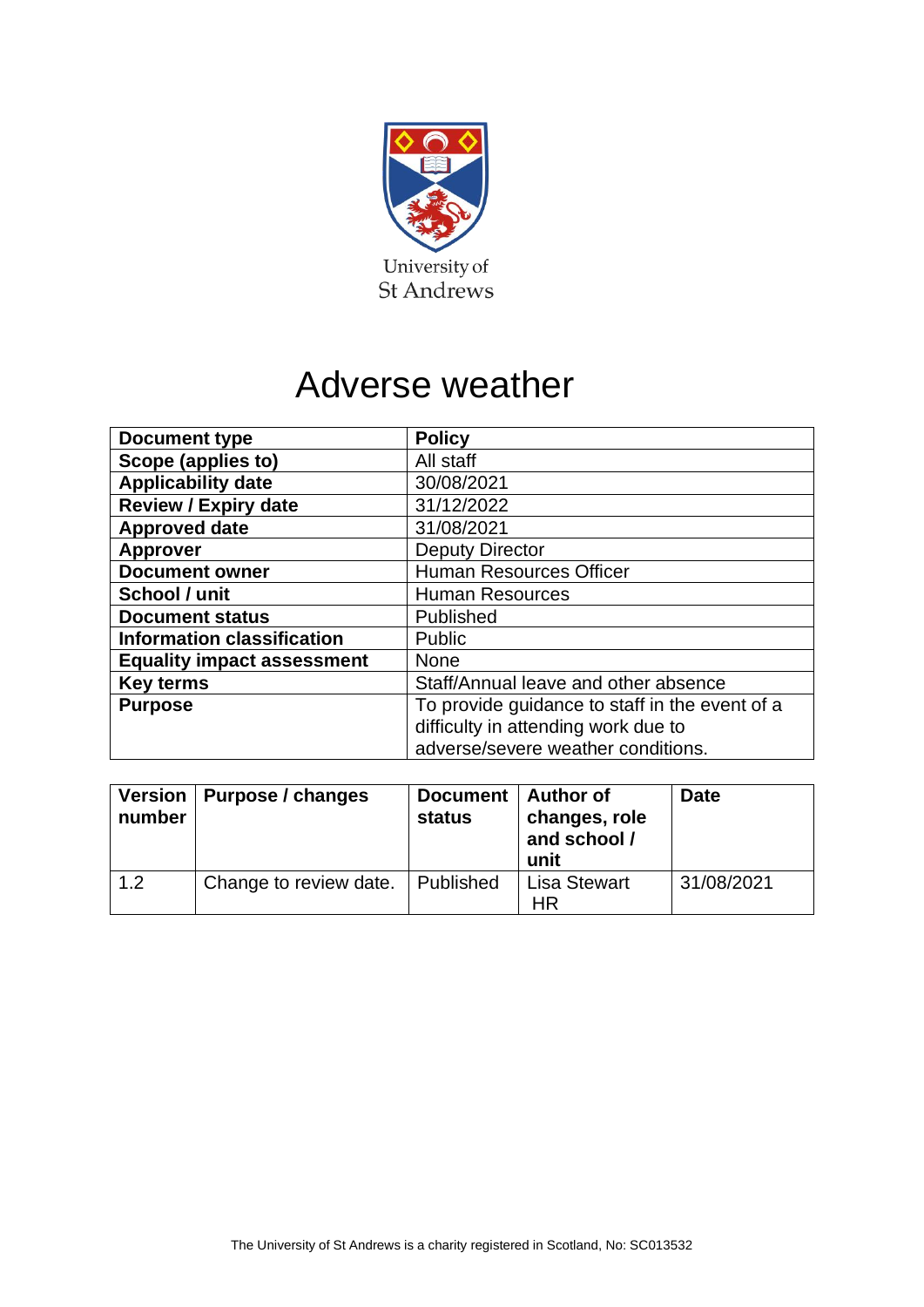University of St Andrews

# Adverse weather

| Document type | Policy |
|---|---|
| Scope (applies to) | All staff |
| Applicability date | 30/08/2021 |
| Review / Expiry date | 31/12/2022 |
| Approved date | 31/08/2021 |
| Approver | Deputy Director |
| Document owner | Human Resources Officer |
| School / unit | Human Resources |
| Document status | Published |
| Information classification | Public |
| Equality impact assessment | None |
| Key terms | Staff/Annual leave and other absence |
| Purpose | To provide guidance to staff in the event of a difficulty in attending work due to adverse/severe weather conditions. |

| Version number | Purpose / changes | Document status | Author of changes, role and school / unit | Date |
|---|---|---|---|---|
| 1.2 | Change to review date. | Published | Lisa Stewart HR | 31/08/2021 |

The University of St Andrews is a charity registered in Scotland, No: SC013532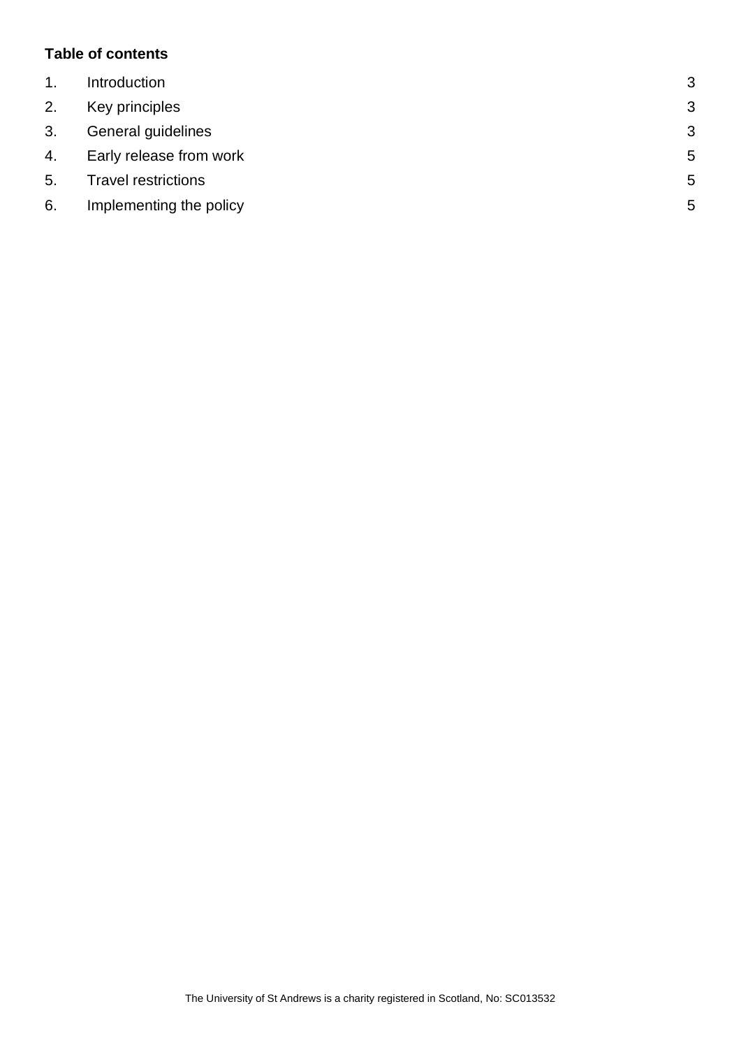**Table of contents**

| | | |
|---|---|---|
| 1. | Introduction | 3 |
| 2. | Key principles | 3 |
| 3. | General guidelines | 3 |
| 4. | Early release from work | 5 |
| 5. | Travel restrictions | 5 |
| 6. | Implementing the policy | 5 |

The University of St Andrews is a charity registered in Scotland, No: SC013532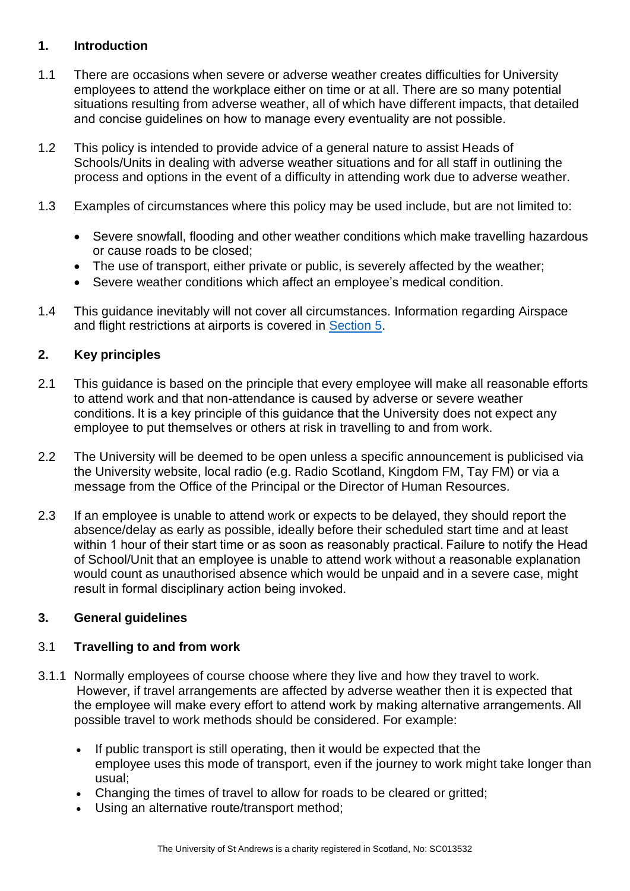## 1. Introduction

1.1 There are occasions when severe or adverse weather creates difficulties for University employees to attend the workplace either on time or at all. There are so many potential situations resulting from adverse weather, all of which have different impacts, that detailed and concise guidelines on how to manage every eventuality are not possible.

1.2 This policy is intended to provide advice of a general nature to assist Heads of Schools/Units in dealing with adverse weather situations and for all staff in outlining the process and options in the event of a difficulty in attending work due to adverse weather.

1.3 Examples of circumstances where this policy may be used include, but are not limited to:

- Severe snowfall, flooding and other weather conditions which make travelling hazardous or cause roads to be closed;
- The use of transport, either private or public, is severely affected by the weather;
- Severe weather conditions which affect an employee's medical condition.

1.4 This guidance inevitably will not cover all circumstances. Information regarding Airspace and flight restrictions at airports is covered in Section 5.

## 2. Key principles

2.1 This guidance is based on the principle that every employee will make all reasonable efforts to attend work and that non-attendance is caused by adverse or severe weather conditions. It is a key principle of this guidance that the University does not expect any employee to put themselves or others at risk in travelling to and from work.

2.2 The University will be deemed to be open unless a specific announcement is publicised via the University website, local radio (e.g. Radio Scotland, Kingdom FM, Tay FM) or via a message from the Office of the Principal or the Director of Human Resources.

2.3 If an employee is unable to attend work or expects to be delayed, they should report the absence/delay as early as possible, ideally before their scheduled start time and at least within 1 hour of their start time or as soon as reasonably practical. Failure to notify the Head of School/Unit that an employee is unable to attend work without a reasonable explanation would count as unauthorised absence which would be unpaid and in a severe case, might result in formal disciplinary action being invoked.

## 3. General guidelines

### 3.1 Travelling to and from work

3.1.1 Normally employees of course choose where they live and how they travel to work. However, if travel arrangements are affected by adverse weather then it is expected that the employee will make every effort to attend work by making alternative arrangements. All possible travel to work methods should be considered. For example:

- If public transport is still operating, then it would be expected that the employee uses this mode of transport, even if the journey to work might take longer than usual;
- Changing the times of travel to allow for roads to be cleared or gritted;
- Using an alternative route/transport method;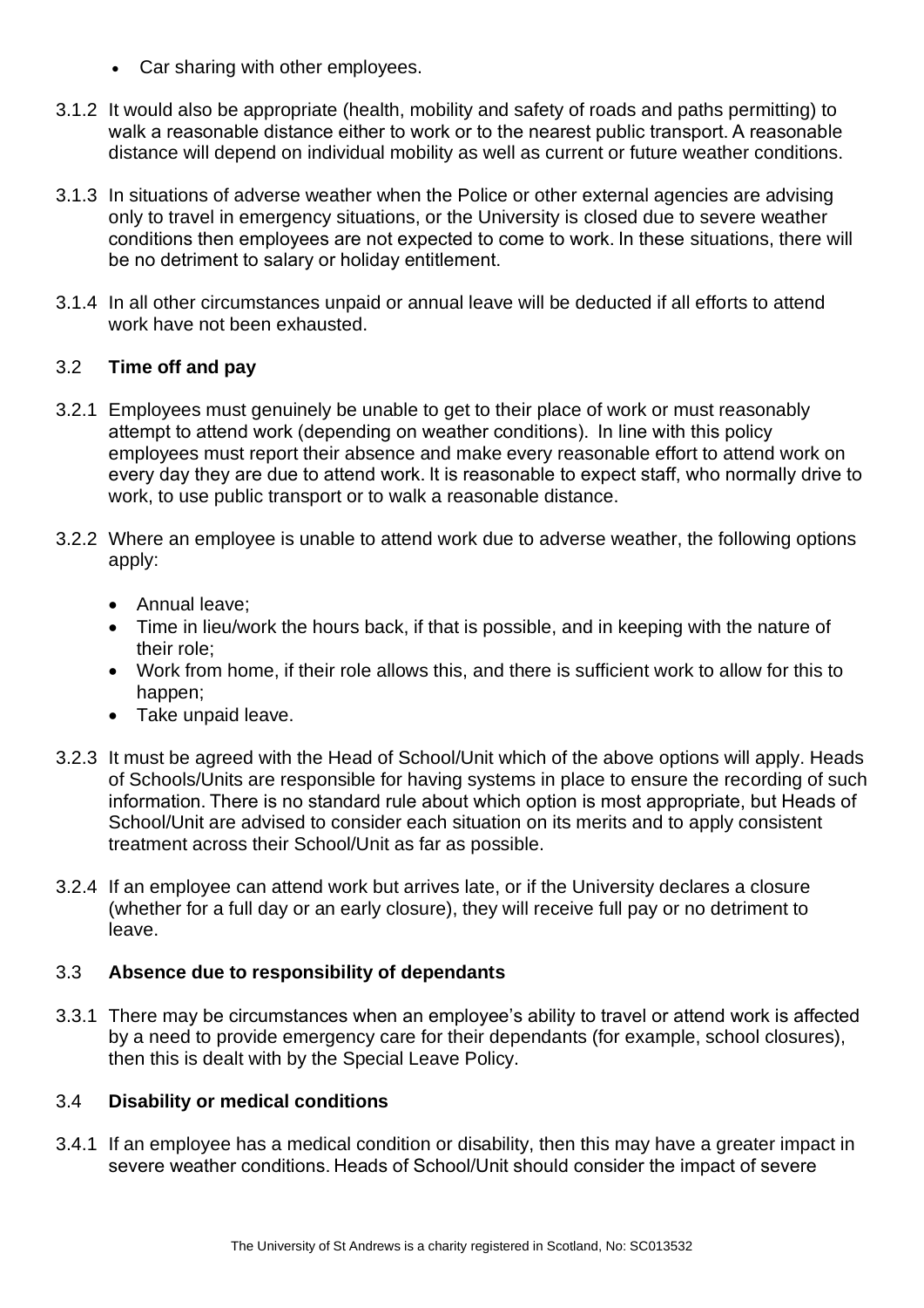- Car sharing with other employees.

3.1.2 It would also be appropriate (health, mobility and safety of roads and paths permitting) to walk a reasonable distance either to work or to the nearest public transport. A reasonable distance will depend on individual mobility as well as current or future weather conditions.

3.1.3 In situations of adverse weather when the Police or other external agencies are advising only to travel in emergency situations, or the University is closed due to severe weather conditions then employees are not expected to come to work. In these situations, there will be no detriment to salary or holiday entitlement.

3.1.4 In all other circumstances unpaid or annual leave will be deducted if all efforts to attend work have not been exhausted.

### 3.2 **Time off and pay**

3.2.1 Employees must genuinely be unable to get to their place of work or must reasonably attempt to attend work (depending on weather conditions). In line with this policy employees must report their absence and make every reasonable effort to attend work on every day they are due to attend work. It is reasonable to expect staff, who normally drive to work, to use public transport or to walk a reasonable distance.

3.2.2 Where an employee is unable to attend work due to adverse weather, the following options apply:

- Annual leave;
- Time in lieu/work the hours back, if that is possible, and in keeping with the nature of their role;
- Work from home, if their role allows this, and there is sufficient work to allow for this to happen;
- Take unpaid leave.

3.2.3 It must be agreed with the Head of School/Unit which of the above options will apply. Heads of Schools/Units are responsible for having systems in place to ensure the recording of such information. There is no standard rule about which option is most appropriate, but Heads of School/Unit are advised to consider each situation on its merits and to apply consistent treatment across their School/Unit as far as possible.

3.2.4 If an employee can attend work but arrives late, or if the University declares a closure (whether for a full day or an early closure), they will receive full pay or no detriment to leave.

### 3.3 **Absence due to responsibility of dependants**

3.3.1 There may be circumstances when an employee's ability to travel or attend work is affected by a need to provide emergency care for their dependants (for example, school closures), then this is dealt with by the Special Leave Policy.

### 3.4 **Disability or medical conditions**

3.4.1 If an employee has a medical condition or disability, then this may have a greater impact in severe weather conditions. Heads of School/Unit should consider the impact of severe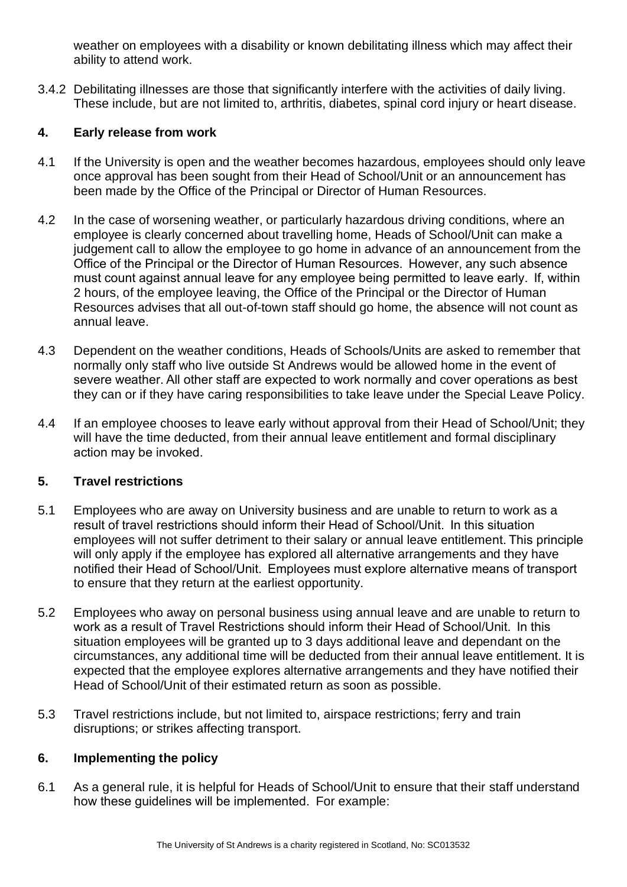weather on employees with a disability or known debilitating illness which may affect their ability to attend work.

3.4.2 Debilitating illnesses are those that significantly interfere with the activities of daily living. These include, but are not limited to, arthritis, diabetes, spinal cord injury or heart disease.

## 4. Early release from work

4.1 If the University is open and the weather becomes hazardous, employees should only leave once approval has been sought from their Head of School/Unit or an announcement has been made by the Office of the Principal or Director of Human Resources.

4.2 In the case of worsening weather, or particularly hazardous driving conditions, where an employee is clearly concerned about travelling home, Heads of School/Unit can make a judgement call to allow the employee to go home in advance of an announcement from the Office of the Principal or the Director of Human Resources. However, any such absence must count against annual leave for any employee being permitted to leave early. If, within 2 hours, of the employee leaving, the Office of the Principal or the Director of Human Resources advises that all out-of-town staff should go home, the absence will not count as annual leave.

4.3 Dependent on the weather conditions, Heads of Schools/Units are asked to remember that normally only staff who live outside St Andrews would be allowed home in the event of severe weather. All other staff are expected to work normally and cover operations as best they can or if they have caring responsibilities to take leave under the Special Leave Policy.

4.4 If an employee chooses to leave early without approval from their Head of School/Unit; they will have the time deducted, from their annual leave entitlement and formal disciplinary action may be invoked.

## 5. Travel restrictions

5.1 Employees who are away on University business and are unable to return to work as a result of travel restrictions should inform their Head of School/Unit. In this situation employees will not suffer detriment to their salary or annual leave entitlement. This principle will only apply if the employee has explored all alternative arrangements and they have notified their Head of School/Unit. Employees must explore alternative means of transport to ensure that they return at the earliest opportunity.

5.2 Employees who away on personal business using annual leave and are unable to return to work as a result of Travel Restrictions should inform their Head of School/Unit. In this situation employees will be granted up to 3 days additional leave and dependant on the circumstances, any additional time will be deducted from their annual leave entitlement. It is expected that the employee explores alternative arrangements and they have notified their Head of School/Unit of their estimated return as soon as possible.

5.3 Travel restrictions include, but not limited to, airspace restrictions; ferry and train disruptions; or strikes affecting transport.

## 6. Implementing the policy

6.1 As a general rule, it is helpful for Heads of School/Unit to ensure that their staff understand how these guidelines will be implemented. For example: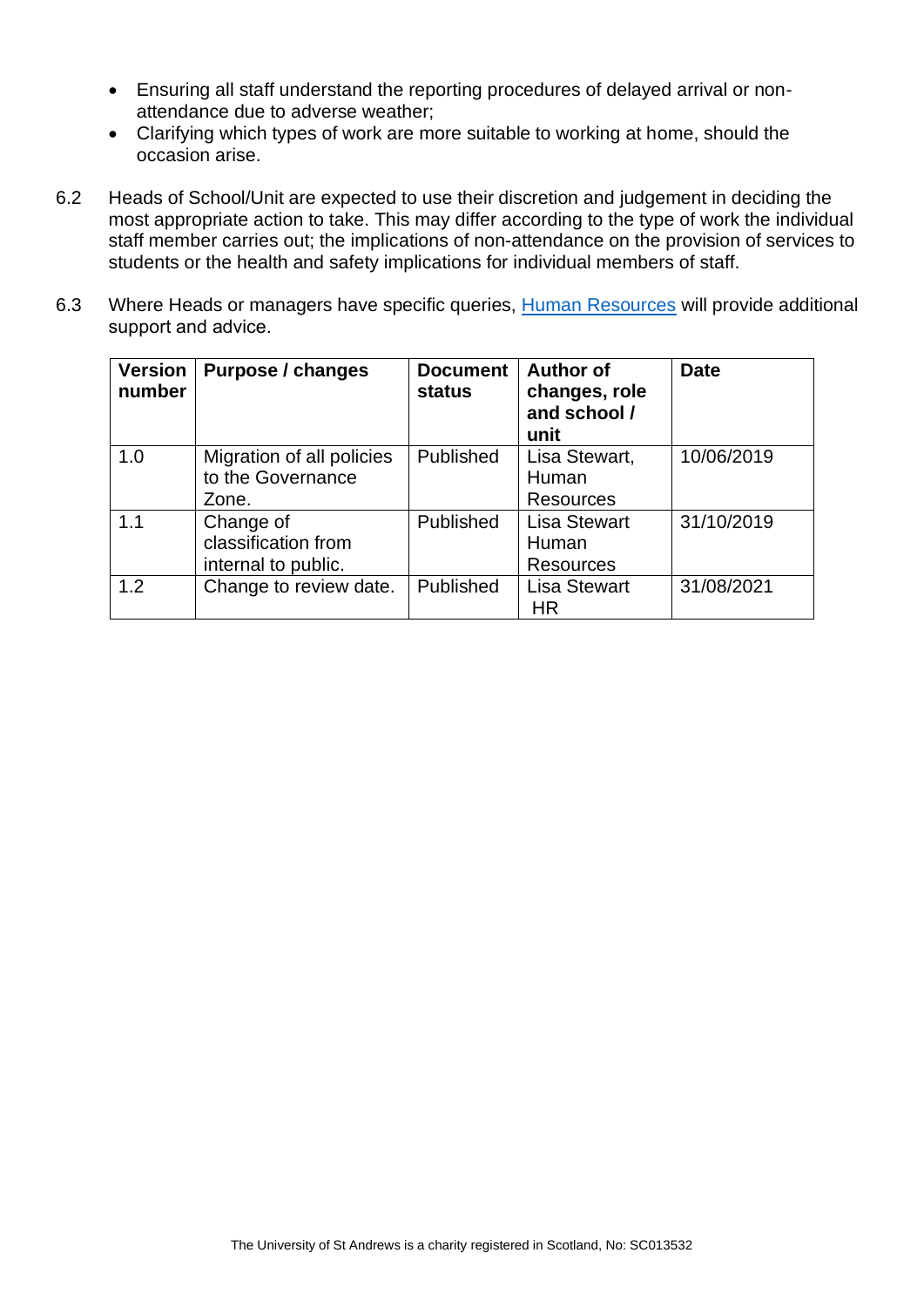- Ensuring all staff understand the reporting procedures of delayed arrival or non-attendance due to adverse weather;
- Clarifying which types of work are more suitable to working at home, should the occasion arise.

6.2 Heads of School/Unit are expected to use their discretion and judgement in deciding the most appropriate action to take. This may differ according to the type of work the individual staff member carries out; the implications of non-attendance on the provision of services to students or the health and safety implications for individual members of staff.

6.3 Where Heads or managers have specific queries, [Human Resources](#) will provide additional support and advice.

| Version number | Purpose / changes | Document status | Author of changes, role and school / unit | Date |
|---|---|---|---|---|
| 1.0 | Migration of all policies to the Governance Zone. | Published | Lisa Stewart, Human Resources | 10/06/2019 |
| 1.1 | Change of classification from internal to public. | Published | Lisa Stewart Human Resources | 31/10/2019 |
| 1.2 | Change to review date. | Published | Lisa Stewart HR | 31/08/2021 |

The University of St Andrews is a charity registered in Scotland, No: SC013532